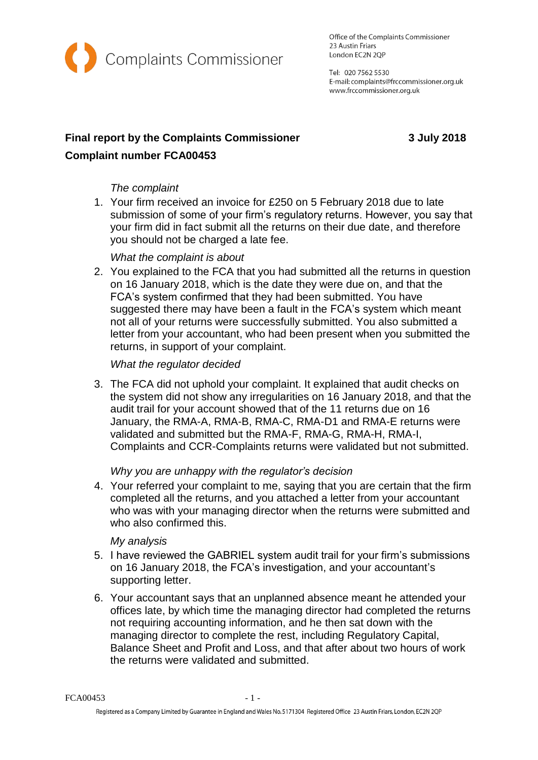Complaints Commissioner

Office of the Complaints Commissioner
23 Austin Friars
London EC2N 2QP

Tel: 020 7562 5530
E-mail: complaints@frccommissioner.org.uk
www.frccommissioner.org.uk

**Final report by the Complaints Commissioner** **3 July 2018**

**Complaint number FCA00453**

*The complaint*

1. Your firm received an invoice for £250 on 5 February 2018 due to late submission of some of your firm's regulatory returns. However, you say that your firm did in fact submit all the returns on their due date, and therefore you should not be charged a late fee.

*What the complaint is about*

2. You explained to the FCA that you had submitted all the returns in question on 16 January 2018, which is the date they were due on, and that the FCA's system confirmed that they had been submitted. You have suggested there may have been a fault in the FCA's system which meant not all of your returns were successfully submitted. You also submitted a letter from your accountant, who had been present when you submitted the returns, in support of your complaint.

*What the regulator decided*

3. The FCA did not uphold your complaint. It explained that audit checks on the system did not show any irregularities on 16 January 2018, and that the audit trail for your account showed that of the 11 returns due on 16 January, the RMA-A, RMA-B, RMA-C, RMA-D1 and RMA-E returns were validated and submitted but the RMA-F, RMA-G, RMA-H, RMA-I, Complaints and CCR-Complaints returns were validated but not submitted.

*Why you are unhappy with the regulator's decision*

4. Your referred your complaint to me, saying that you are certain that the firm completed all the returns, and you attached a letter from your accountant who was with your managing director when the returns were submitted and who also confirmed this.

*My analysis*

5. I have reviewed the GABRIEL system audit trail for your firm's submissions on 16 January 2018, the FCA's investigation, and your accountant's supporting letter.

6. Your accountant says that an unplanned absence meant he attended your offices late, by which time the managing director had completed the returns not requiring accounting information, and he then sat down with the managing director to complete the rest, including Regulatory Capital, Balance Sheet and Profit and Loss, and that after about two hours of work the returns were validated and submitted.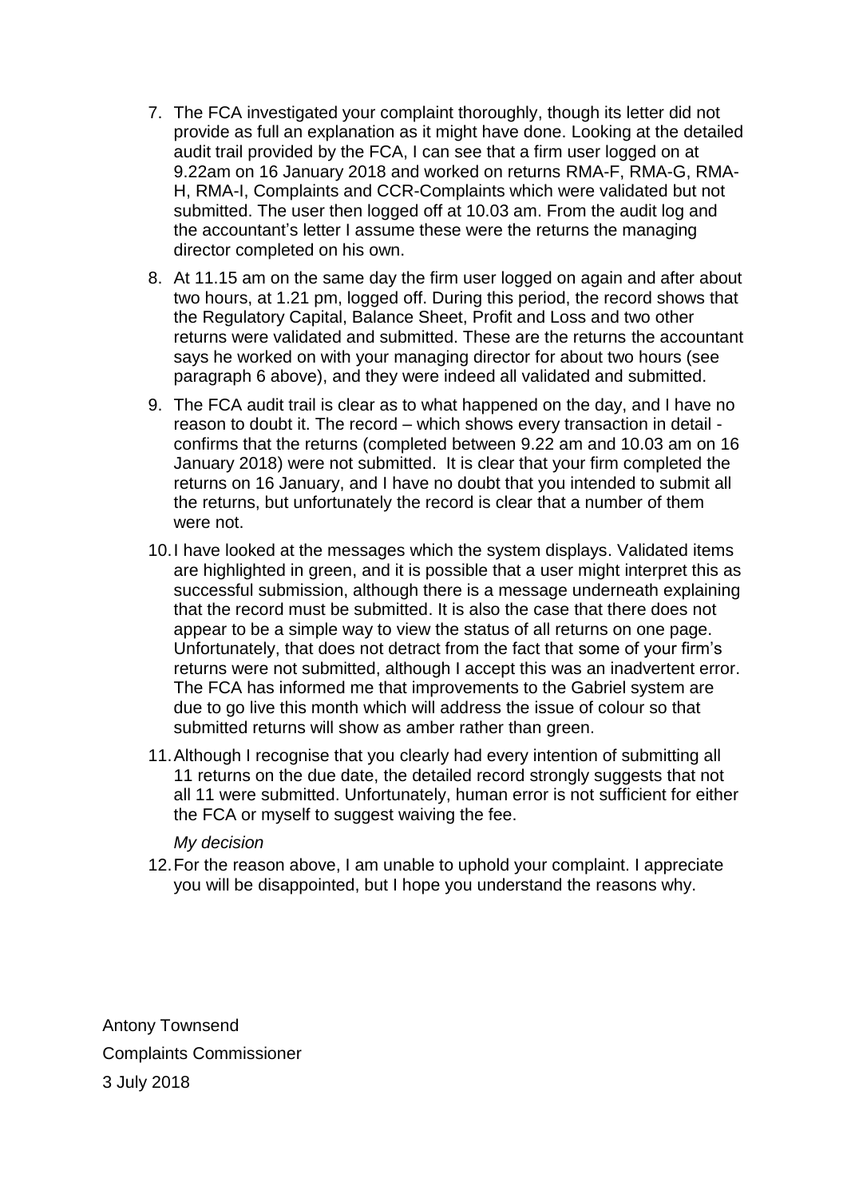7. The FCA investigated your complaint thoroughly, though its letter did not provide as full an explanation as it might have done. Looking at the detailed audit trail provided by the FCA, I can see that a firm user logged on at 9.22am on 16 January 2018 and worked on returns RMA-F, RMA-G, RMA-H, RMA-I, Complaints and CCR-Complaints which were validated but not submitted. The user then logged off at 10.03 am. From the audit log and the accountant's letter I assume these were the returns the managing director completed on his own.
8. At 11.15 am on the same day the firm user logged on again and after about two hours, at 1.21 pm, logged off. During this period, the record shows that the Regulatory Capital, Balance Sheet, Profit and Loss and two other returns were validated and submitted. These are the returns the accountant says he worked on with your managing director for about two hours (see paragraph 6 above), and they were indeed all validated and submitted.
9. The FCA audit trail is clear as to what happened on the day, and I have no reason to doubt it. The record – which shows every transaction in detail - confirms that the returns (completed between 9.22 am and 10.03 am on 16 January 2018) were not submitted. It is clear that your firm completed the returns on 16 January, and I have no doubt that you intended to submit all the returns, but unfortunately the record is clear that a number of them were not.
10. I have looked at the messages which the system displays. Validated items are highlighted in green, and it is possible that a user might interpret this as successful submission, although there is a message underneath explaining that the record must be submitted. It is also the case that there does not appear to be a simple way to view the status of all returns on one page. Unfortunately, that does not detract from the fact that some of your firm's returns were not submitted, although I accept this was an inadvertent error. The FCA has informed me that improvements to the Gabriel system are due to go live this month which will address the issue of colour so that submitted returns will show as amber rather than green.
11. Although I recognise that you clearly had every intention of submitting all 11 returns on the due date, the detailed record strongly suggests that not all 11 were submitted. Unfortunately, human error is not sufficient for either the FCA or myself to suggest waiving the fee.

*My decision*

12. For the reason above, I am unable to uphold your complaint. I appreciate you will be disappointed, but I hope you understand the reasons why.

Antony Townsend

Complaints Commissioner

3 July 2018